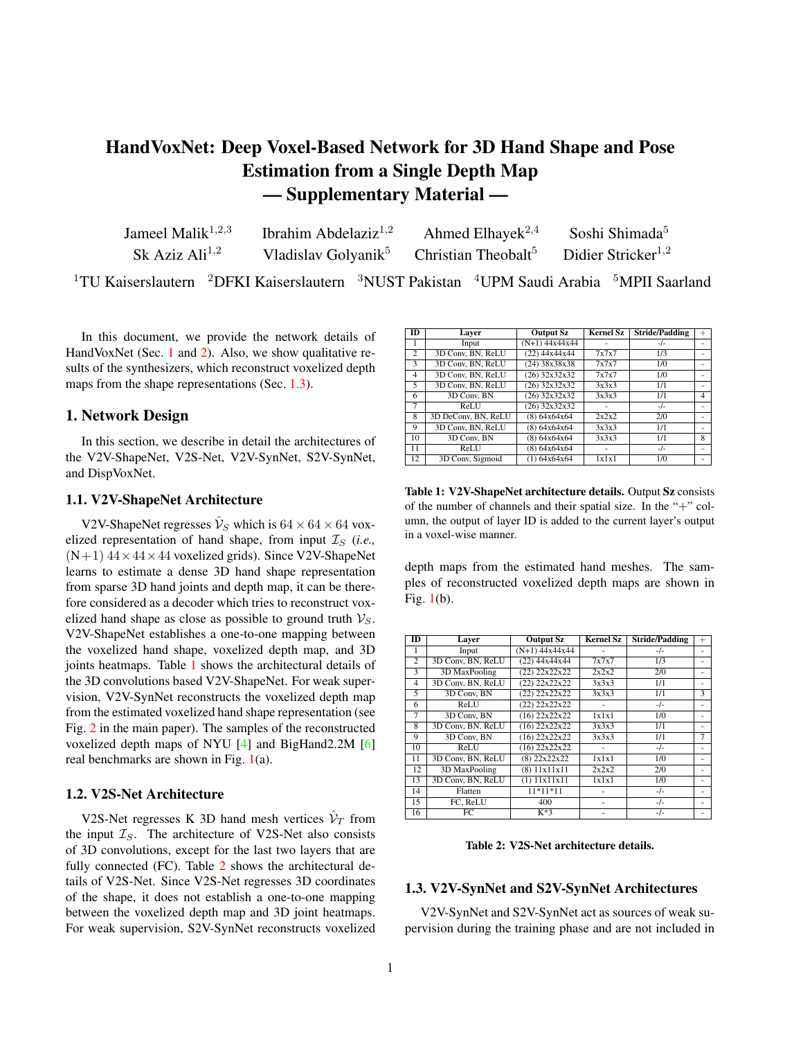# HandVoxNet: Deep Voxel-Based Network for 3D Hand Shape and Pose Estimation from a Single Depth Map
# — Supplementary Material —

Jameel Malik[1,2,3] Ibrahim Abdelaziz[1,2] Ahmed Elhayek[2,4] Soshi Shimada[5]
Sk Aziz Ali[1,2] Vladislav Golyanik[5] Christian Theobalt[5] Didier Stricker[1,2]

[1]TU Kaiserslautern [2]DFKI Kaiserslautern [3]NUST Pakistan [4]UPM Saudi Arabia [5]MPII Saarland

In this document, we provide the network details of HandVoxNet (Sec. 1 and 2). Also, we show qualitative results of the synthesizers, which reconstruct voxelized depth maps from the shape representations (Sec. 1.3).

## 1. Network Design

In this section, we describe in detail the architectures of the V2V-ShapeNet, V2S-Net, V2V-SynNet, S2V-SynNet, and DispVoxNet.

### 1.1. V2V-ShapeNet Architecture

V2V-ShapeNet regresses $\hat{\mathcal{V}}_S$ which is $64 \times 64 \times 64$ voxelized representation of hand shape, from input $\mathcal{I}_S$ (*i.e.,* (N+1) $44 \times 44 \times 44$ voxelized grids). Since V2V-ShapeNet learns to estimate a dense 3D hand shape representation from sparse 3D hand joints and depth map, it can be therefore considered as a decoder which tries to reconstruct voxelized hand shape as close as possible to ground truth $\mathcal{V}_S$. V2V-ShapeNet establishes a one-to-one mapping between the voxelized hand shape, voxelized depth map, and 3D joints heatmaps. Table 1 shows the architectural details of the 3D convolutions based V2V-ShapeNet. For weak supervision, V2V-SynNet reconstructs the voxelized depth map from the estimated voxelized hand shape representation (see Fig. 2 in the main paper). The samples of the reconstructed voxelized depth maps of NYU [4] and BigHand2.2M [6] real benchmarks are shown in Fig. 1(a).

| ID | Layer | Output Sz | Kernel Sz | Stride/Padding | + |
|---|---|---|---|---|---|
| 1 | Input | (N+1) 44x44x44 | - | -/- | - |
| 2 | 3D Conv, BN, ReLU | (22) 44x44x44 | 7x7x7 | 1/3 | - |
| 3 | 3D Conv, BN, ReLU | (24) 38x38x38 | 7x7x7 | 1/0 | - |
| 4 | 3D Conv, BN, ReLU | (26) 32x32x32 | 7x7x7 | 1/0 | - |
| 5 | 3D Conv, BN, ReLU | (26) 32x32x32 | 3x3x3 | 1/1 | - |
| 6 | 3D Conv, BN | (26) 32x32x32 | 3x3x3 | 1/1 | 4 |
| 7 | ReLU | (26) 32x32x32 | - | -/- | - |
| 8 | 3D DeConv, BN, ReLU | (8) 64x64x64 | 2x2x2 | 2/0 | - |
| 9 | 3D Conv, BN, ReLU | (8) 64x64x64 | 3x3x3 | 1/1 | - |
| 10 | 3D Conv, BN | (8) 64x64x64 | 3x3x3 | 1/1 | 8 |
| 11 | ReLU | (8) 64x64x64 | - | -/- | - |
| 12 | 3D Conv, Sigmoid | (1) 64x64x64 | 1x1x1 | 1/0 | - |

**Table 1: V2V-ShapeNet architecture details.** Output **Sz** consists of the number of channels and their spatial size. In the "+" column, the output of layer ID is added to the current layer's output in a voxel-wise manner.

### 1.2. V2S-Net Architecture

V2S-Net regresses K 3D hand mesh vertices $\hat{\mathcal{V}}_T$ from the input $\mathcal{I}_S$. The architecture of V2S-Net also consists of 3D convolutions, except for the last two layers that are fully connected (FC). Table 2 shows the architectural details of V2S-Net. Since V2S-Net regresses 3D coordinates of the shape, it does not establish a one-to-one mapping between the voxelized depth map and 3D joint heatmaps. For weak supervision, S2V-SynNet reconstructs voxelized depth maps from the estimated hand meshes. The samples of reconstructed voxelized depth maps are shown in Fig. 1(b).

| ID | Layer | Output Sz | Kernel Sz | Stride/Padding | + |
|---|---|---|---|---|---|
| 1 | Input | (N+1) 44x44x44 | - | -/- | - |
| 2 | 3D Conv, BN, ReLU | (22) 44x44x44 | 7x7x7 | 1/3 | - |
| 3 | 3D MaxPooling | (22) 22x22x22 | 2x2x2 | 2/0 | - |
| 4 | 3D Conv, BN, ReLU | (22) 22x22x22 | 3x3x3 | 1/1 | - |
| 5 | 3D Conv, BN | (22) 22x22x22 | 3x3x3 | 1/1 | 3 |
| 6 | ReLU | (22) 22x22x22 | - | -/- | - |
| 7 | 3D Conv, BN | (16) 22x22x22 | 1x1x1 | 1/0 | - |
| 8 | 3D Conv, BN, ReLU | (16) 22x22x22 | 3x3x3 | 1/1 | - |
| 9 | 3D Conv, BN | (16) 22x22x22 | 3x3x3 | 1/1 | 7 |
| 10 | ReLU | (16) 22x22x22 | - | -/- | - |
| 11 | 3D Conv, BN, ReLU | (8) 22x22x22 | 1x1x1 | 1/0 | - |
| 12 | 3D MaxPooling | (8) 11x11x11 | 2x2x2 | 2/0 | - |
| 13 | 3D Conv, BN, ReLU | (1) 11x11x11 | 1x1x1 | 1/0 | - |
| 14 | Flatten | 11*11*11 | - | -/- | - |
| 15 | FC, ReLU | 400 | - | -/- | - |
| 16 | FC | K*3 | - | -/- | - |

**Table 2: V2S-Net architecture details.**

### 1.3. V2V-SynNet and S2V-SynNet Architectures

V2V-SynNet and S2V-SynNet act as sources of weak supervision during the training phase and are not included in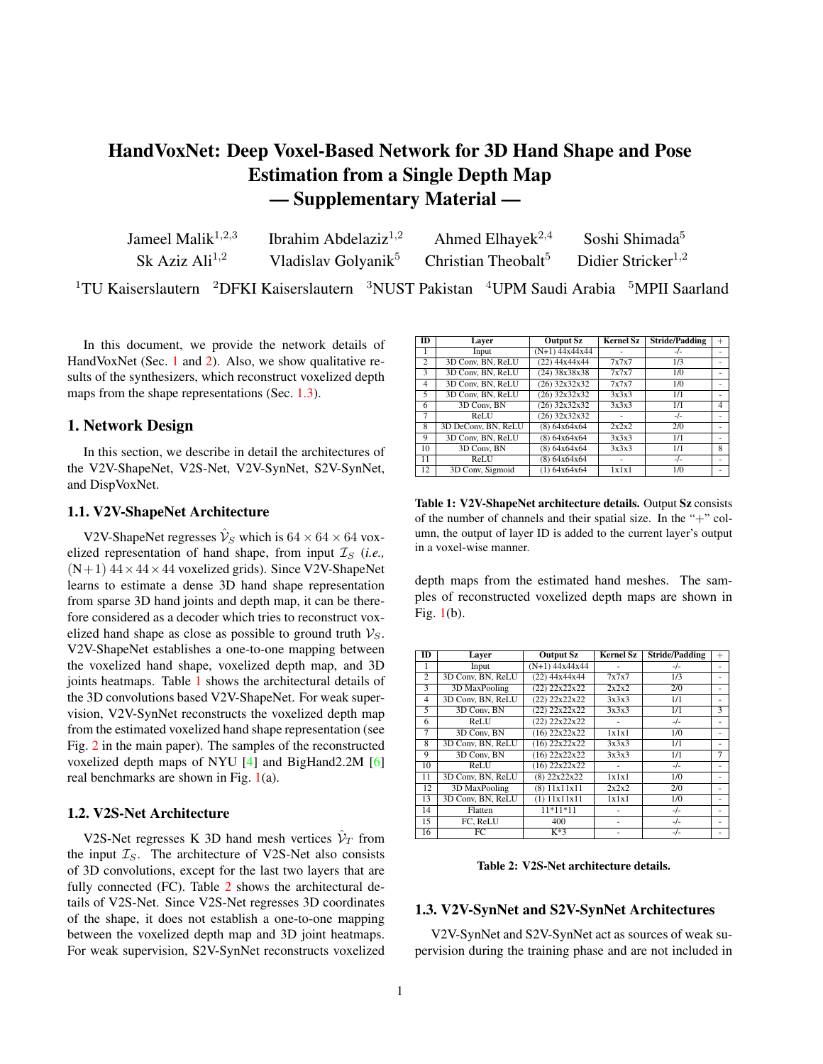# HandVoxNet: Deep Voxel-Based Network for 3D Hand Shape and Pose Estimation from a Single Depth Map
# — Supplementary Material —

Jameel Malik[1,2,3] Ibrahim Abdelaziz[1,2] Ahmed Elhayek[2,4] Soshi Shimada[5]
Sk Aziz Ali[1,2] Vladislav Golyanik[5] Christian Theobalt[5] Didier Stricker[1,2]

[1]TU Kaiserslautern [2]DFKI Kaiserslautern [3]NUST Pakistan [4]UPM Saudi Arabia [5]MPII Saarland

In this document, we provide the network details of HandVoxNet (Sec. 1 and 2). Also, we show qualitative results of the synthesizers, which reconstruct voxelized depth maps from the shape representations (Sec. 1.3).

## 1. Network Design

In this section, we describe in detail the architectures of the V2V-ShapeNet, V2S-Net, V2V-SynNet, S2V-SynNet, and DispVoxNet.

### 1.1. V2V-ShapeNet Architecture

V2V-ShapeNet regresses $\hat{\mathcal{V}}_S$ which is $64 \times 64 \times 64$ voxelized representation of hand shape, from input $\mathcal{I}_S$ (*i.e.,* (N+1) $44 \times 44 \times 44$ voxelized grids). Since V2V-ShapeNet learns to estimate a dense 3D hand shape representation from sparse 3D hand joints and depth map, it can be therefore considered as a decoder which tries to reconstruct voxelized hand shape as close as possible to ground truth $\mathcal{V}_S$. V2V-ShapeNet establishes a one-to-one mapping between the voxelized hand shape, voxelized depth map, and 3D joints heatmaps. Table 1 shows the architectural details of the 3D convolutions based V2V-ShapeNet. For weak supervision, V2V-SynNet reconstructs the voxelized depth map from the estimated voxelized hand shape representation (see Fig. 2 in the main paper). The samples of the reconstructed voxelized depth maps of NYU [4] and BigHand2.2M [6] real benchmarks are shown in Fig. 1(a).

| ID | Layer | Output Sz | Kernel Sz | Stride/Padding | + |
|---|---|---|---|---|---|
| 1 | Input | (N+1) 44x44x44 | - | -/- | - |
| 2 | 3D Conv, BN, ReLU | (22) 44x44x44 | 7x7x7 | 1/3 | - |
| 3 | 3D Conv, BN, ReLU | (24) 38x38x38 | 7x7x7 | 1/0 | - |
| 4 | 3D Conv, BN, ReLU | (26) 32x32x32 | 7x7x7 | 1/0 | - |
| 5 | 3D Conv, BN, ReLU | (26) 32x32x32 | 3x3x3 | 1/1 | - |
| 6 | 3D Conv, BN | (26) 32x32x32 | 3x3x3 | 1/1 | 4 |
| 7 | ReLU | (26) 32x32x32 | - | -/- | - |
| 8 | 3D DeConv, BN, ReLU | (8) 64x64x64 | 2x2x2 | 2/0 | - |
| 9 | 3D Conv, BN, ReLU | (8) 64x64x64 | 3x3x3 | 1/1 | - |
| 10 | 3D Conv, BN | (8) 64x64x64 | 3x3x3 | 1/1 | 8 |
| 11 | ReLU | (8) 64x64x64 | - | -/- | - |
| 12 | 3D Conv, Sigmoid | (1) 64x64x64 | 1x1x1 | 1/0 | - |

**Table 1: V2V-ShapeNet architecture details.** Output **Sz** consists of the number of channels and their spatial size. In the "+" column, the output of layer ID is added to the current layer's output in a voxel-wise manner.

### 1.2. V2S-Net Architecture

V2S-Net regresses K 3D hand mesh vertices $\hat{\mathcal{V}}_T$ from the input $\mathcal{I}_S$. The architecture of V2S-Net also consists of 3D convolutions, except for the last two layers that are fully connected (FC). Table 2 shows the architectural details of V2S-Net. Since V2S-Net regresses 3D coordinates of the shape, it does not establish a one-to-one mapping between the voxelized depth map and 3D joint heatmaps. For weak supervision, S2V-SynNet reconstructs voxelized depth maps from the estimated hand meshes. The samples of reconstructed voxelized depth maps are shown in Fig. 1(b).

| ID | Layer | Output Sz | Kernel Sz | Stride/Padding | + |
|---|---|---|---|---|---|
| 1 | Input | (N+1) 44x44x44 | - | -/- | - |
| 2 | 3D Conv, BN, ReLU | (22) 44x44x44 | 7x7x7 | 1/3 | - |
| 3 | 3D MaxPooling | (22) 22x22x22 | 2x2x2 | 2/0 | - |
| 4 | 3D Conv, BN, ReLU | (22) 22x22x22 | 3x3x3 | 1/1 | - |
| 5 | 3D Conv, BN | (22) 22x22x22 | 3x3x3 | 1/1 | 3 |
| 6 | ReLU | (22) 22x22x22 | - | -/- | - |
| 7 | 3D Conv, BN | (16) 22x22x22 | 1x1x1 | 1/0 | - |
| 8 | 3D Conv, BN, ReLU | (16) 22x22x22 | 3x3x3 | 1/1 | - |
| 9 | 3D Conv, BN | (16) 22x22x22 | 3x3x3 | 1/1 | 7 |
| 10 | ReLU | (16) 22x22x22 | - | -/- | - |
| 11 | 3D Conv, BN, ReLU | (8) 22x22x22 | 1x1x1 | 1/0 | - |
| 12 | 3D MaxPooling | (8) 11x11x11 | 2x2x2 | 2/0 | - |
| 13 | 3D Conv, BN, ReLU | (1) 11x11x11 | 1x1x1 | 1/0 | - |
| 14 | Flatten | 11*11*11 | - | -/- | - |
| 15 | FC, ReLU | 400 | - | -/- | - |
| 16 | FC | K*3 | - | -/- | - |

**Table 2: V2S-Net architecture details.**

### 1.3. V2V-SynNet and S2V-SynNet Architectures

V2V-SynNet and S2V-SynNet act as sources of weak supervision during the training phase and are not included in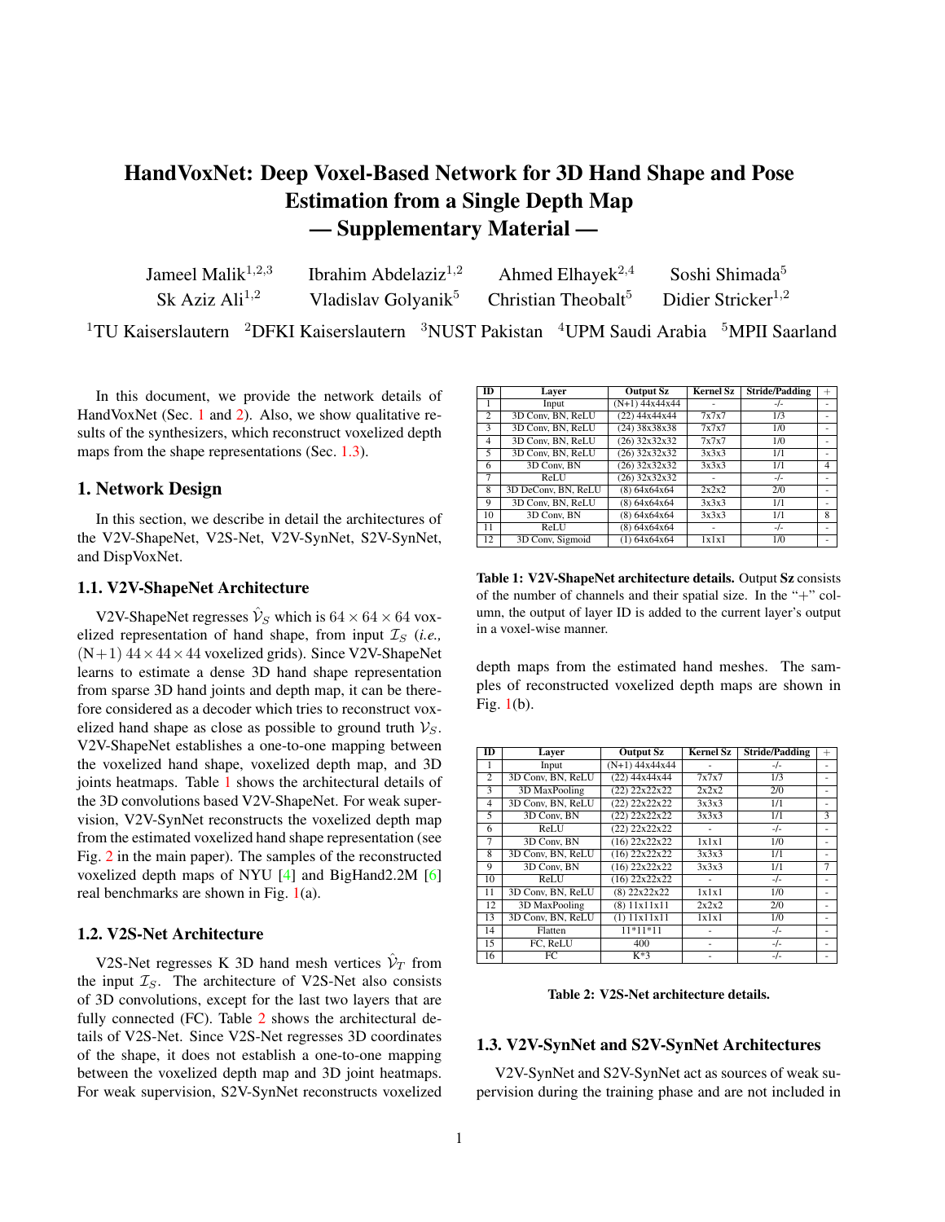# HandVoxNet: Deep Voxel-Based Network for 3D Hand Shape and Pose Estimation from a Single Depth Map — Supplementary Material —

Jameel Malik[1,2,3] Ibrahim Abdelaziz[1,2] Ahmed Elhayek[2,4] Soshi Shimada[5]
Sk Aziz Ali[1,2] Vladislav Golyanik[5] Christian Theobalt[5] Didier Stricker[1,2]

[1]TU Kaiserslautern [2]DFKI Kaiserslautern [3]NUST Pakistan [4]UPM Saudi Arabia [5]MPII Saarland

In this document, we provide the network details of HandVoxNet (Sec. 1 and 2). Also, we show qualitative results of the synthesizers, which reconstruct voxelized depth maps from the shape representations (Sec. 1.3).

## 1. Network Design

In this section, we describe in detail the architectures of the V2V-ShapeNet, V2S-Net, V2V-SynNet, S2V-SynNet, and DispVoxNet.

### 1.1. V2V-ShapeNet Architecture

V2V-ShapeNet regresses $\hat{\mathcal{V}}_S$ which is $64 \times 64 \times 64$ voxelized representation of hand shape, from input $\mathcal{I}_S$ (*i.e.,* (N+1) $44 \times 44 \times 44$ voxelized grids). Since V2V-ShapeNet learns to estimate a dense 3D hand shape representation from sparse 3D hand joints and depth map, it can be therefore considered as a decoder which tries to reconstruct voxelized hand shape as close as possible to ground truth $\mathcal{V}_S$. V2V-ShapeNet establishes a one-to-one mapping between the voxelized hand shape, voxelized depth map, and 3D joints heatmaps. Table 1 shows the architectural details of the 3D convolutions based V2V-ShapeNet. For weak supervision, V2V-SynNet reconstructs the voxelized depth map from the estimated voxelized hand shape representation (see Fig. 2 in the main paper). The samples of the reconstructed voxelized depth maps of NYU [4] and BigHand2.2M [6] real benchmarks are shown in Fig. 1(a).

| ID | Layer | Output Sz | Kernel Sz | Stride/Padding | + |
|---|---|---|---|---|---|
| 1 | Input | (N+1) 44x44x44 | - | -/- | - |
| 2 | 3D Conv, BN, ReLU | (22) 44x44x44 | 7x7x7 | 1/3 | - |
| 3 | 3D Conv, BN, ReLU | (24) 38x38x38 | 7x7x7 | 1/0 | - |
| 4 | 3D Conv, BN, ReLU | (26) 32x32x32 | 7x7x7 | 1/0 | - |
| 5 | 3D Conv, BN, ReLU | (26) 32x32x32 | 3x3x3 | 1/1 | - |
| 6 | 3D Conv, BN | (26) 32x32x32 | 3x3x3 | 1/1 | 4 |
| 7 | ReLU | (26) 32x32x32 | - | -/- | - |
| 8 | 3D DeConv, BN, ReLU | (8) 64x64x64 | 2x2x2 | 2/0 | - |
| 9 | 3D Conv, BN, ReLU | (8) 64x64x64 | 3x3x3 | 1/1 | - |
| 10 | 3D Conv, BN | (8) 64x64x64 | 3x3x3 | 1/1 | 8 |
| 11 | ReLU | (8) 64x64x64 | - | -/- | - |
| 12 | 3D Conv, Sigmoid | (1) 64x64x64 | 1x1x1 | 1/0 | - |

**Table 1: V2V-ShapeNet architecture details.** Output **Sz** consists of the number of channels and their spatial size. In the "+" column, the output of layer ID is added to the current layer's output in a voxel-wise manner.

### 1.2. V2S-Net Architecture

V2S-Net regresses K 3D hand mesh vertices $\hat{\mathcal{V}}_T$ from the input $\mathcal{I}_S$. The architecture of V2S-Net also consists of 3D convolutions, except for the last two layers that are fully connected (FC). Table 2 shows the architectural details of V2S-Net. Since V2S-Net regresses 3D coordinates of the shape, it does not establish a one-to-one mapping between the voxelized depth map and 3D joint heatmaps. For weak supervision, S2V-SynNet reconstructs voxelized depth maps from the estimated hand meshes. The samples of reconstructed voxelized depth maps are shown in Fig. 1(b).

| ID | Layer | Output Sz | Kernel Sz | Stride/Padding | + |
|---|---|---|---|---|---|
| 1 | Input | (N+1) 44x44x44 | - | -/- | - |
| 2 | 3D Conv, BN, ReLU | (22) 44x44x44 | 7x7x7 | 1/3 | - |
| 3 | 3D MaxPooling | (22) 22x22x22 | 2x2x2 | 2/0 | - |
| 4 | 3D Conv, BN, ReLU | (22) 22x22x22 | 3x3x3 | 1/1 | - |
| 5 | 3D Conv, BN | (22) 22x22x22 | 3x3x3 | 1/1 | 3 |
| 6 | ReLU | (22) 22x22x22 | - | -/- | - |
| 7 | 3D Conv, BN | (16) 22x22x22 | 1x1x1 | 1/0 | - |
| 8 | 3D Conv, BN, ReLU | (16) 22x22x22 | 3x3x3 | 1/1 | - |
| 9 | 3D Conv, BN | (16) 22x22x22 | 3x3x3 | 1/1 | 7 |
| 10 | ReLU | (16) 22x22x22 | - | -/- | - |
| 11 | 3D Conv, BN, ReLU | (8) 22x22x22 | 1x1x1 | 1/0 | - |
| 12 | 3D MaxPooling | (8) 11x11x11 | 2x2x2 | 2/0 | - |
| 13 | 3D Conv, BN, ReLU | (1) 11x11x11 | 1x1x1 | 1/0 | - |
| 14 | Flatten | 11*11*11 | - | -/- | - |
| 15 | FC, ReLU | 400 | - | -/- | - |
| 16 | FC | K*3 | - | -/- | - |

**Table 2: V2S-Net architecture details.**

### 1.3. V2V-SynNet and S2V-SynNet Architectures

V2V-SynNet and S2V-SynNet act as sources of weak supervision during the training phase and are not included in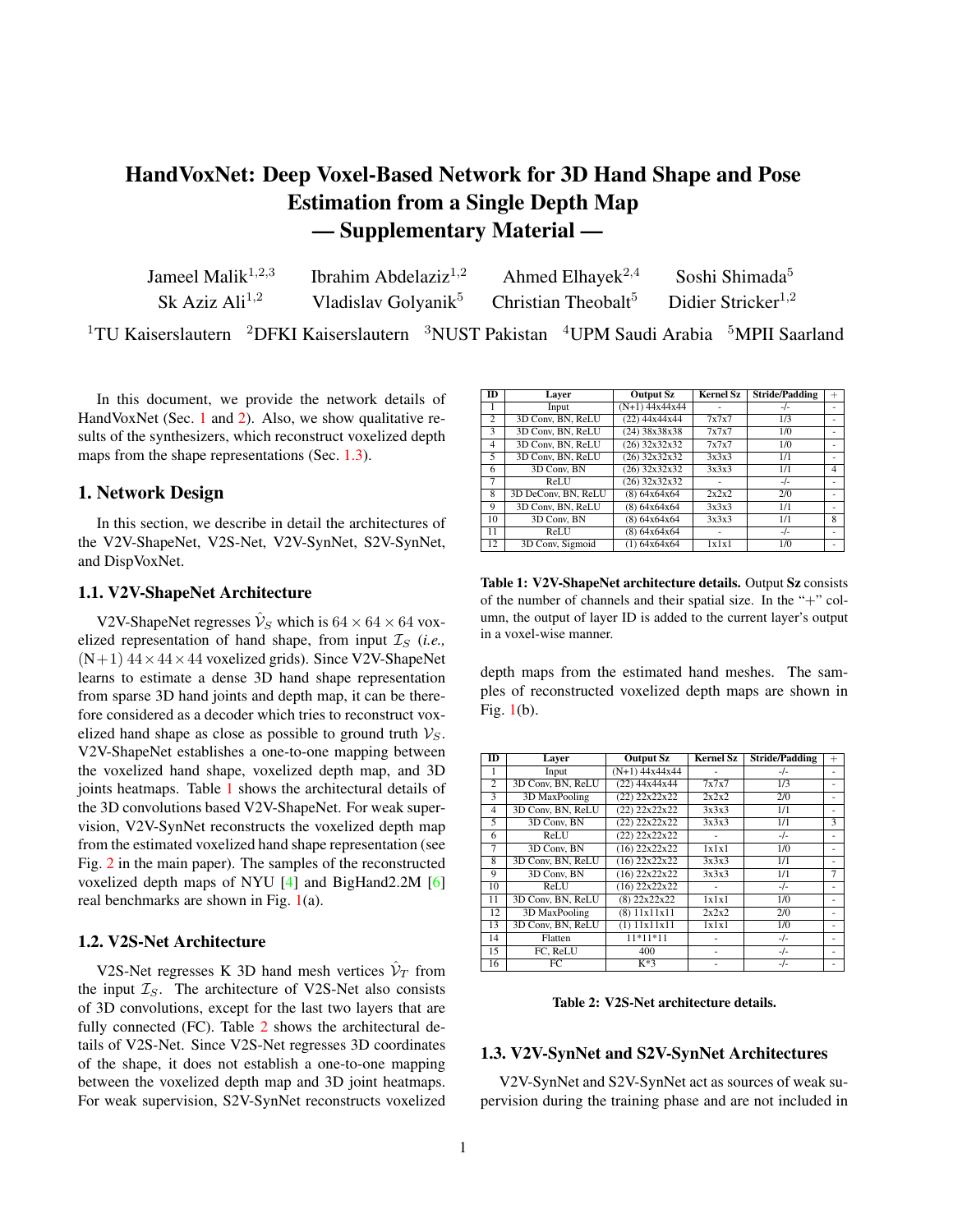# HandVoxNet: Deep Voxel-Based Network for 3D Hand Shape and Pose Estimation from a Single Depth Map — Supplementary Material —

Jameel Malik[1,2,3] Ibrahim Abdelaziz[1,2] Ahmed Elhayek[2,4] Soshi Shimada[5]
Sk Aziz Ali[1,2] Vladislav Golyanik[5] Christian Theobalt[5] Didier Stricker[1,2]

[1]TU Kaiserslautern [2]DFKI Kaiserslautern [3]NUST Pakistan [4]UPM Saudi Arabia [5]MPII Saarland

In this document, we provide the network details of HandVoxNet (Sec. 1 and 2). Also, we show qualitative results of the synthesizers, which reconstruct voxelized depth maps from the shape representations (Sec. 1.3).

## 1. Network Design

In this section, we describe in detail the architectures of the V2V-ShapeNet, V2S-Net, V2V-SynNet, S2V-SynNet, and DispVoxNet.

### 1.1. V2V-ShapeNet Architecture

V2V-ShapeNet regresses $\hat{\mathcal{V}}_S$ which is $64 \times 64 \times 64$ voxelized representation of hand shape, from input $\mathcal{I}_S$ (*i.e.,* (N+1) $44 \times 44 \times 44$ voxelized grids). Since V2V-ShapeNet learns to estimate a dense 3D hand shape representation from sparse 3D hand joints and depth map, it can be therefore considered as a decoder which tries to reconstruct voxelized hand shape as close as possible to ground truth $\mathcal{V}_S$. V2V-ShapeNet establishes a one-to-one mapping between the voxelized hand shape, voxelized depth map, and 3D joints heatmaps. Table 1 shows the architectural details of the 3D convolutions based V2V-ShapeNet. For weak supervision, V2V-SynNet reconstructs the voxelized depth map from the estimated voxelized hand shape representation (see Fig. 2 in the main paper). The samples of the reconstructed voxelized depth maps of NYU [4] and BigHand2.2M [6] real benchmarks are shown in Fig. 1(a).

| ID | Layer | Output Sz | Kernel Sz | Stride/Padding | + |
|---|---|---|---|---|---|
| 1 | Input | (N+1) 44x44x44 | - | -/- | - |
| 2 | 3D Conv, BN, ReLU | (22) 44x44x44 | 7x7x7 | 1/3 | - |
| 3 | 3D Conv, BN, ReLU | (24) 38x38x38 | 7x7x7 | 1/0 | - |
| 4 | 3D Conv, BN, ReLU | (26) 32x32x32 | 7x7x7 | 1/0 | - |
| 5 | 3D Conv, BN, ReLU | (26) 32x32x32 | 3x3x3 | 1/1 | - |
| 6 | 3D Conv, BN | (26) 32x32x32 | 3x3x3 | 1/1 | 4 |
| 7 | ReLU | (26) 32x32x32 | - | -/- | - |
| 8 | 3D DeConv, BN, ReLU | (8) 64x64x64 | 2x2x2 | 2/0 | - |
| 9 | 3D Conv, BN, ReLU | (8) 64x64x64 | 3x3x3 | 1/1 | - |
| 10 | 3D Conv, BN | (8) 64x64x64 | 3x3x3 | 1/1 | 8 |
| 11 | ReLU | (8) 64x64x64 | - | -/- | - |
| 12 | 3D Conv, Sigmoid | (1) 64x64x64 | 1x1x1 | 1/0 | - |

**Table 1: V2V-ShapeNet architecture details.** Output **Sz** consists of the number of channels and their spatial size. In the "+" column, the output of layer ID is added to the current layer's output in a voxel-wise manner.

### 1.2. V2S-Net Architecture

V2S-Net regresses K 3D hand mesh vertices $\hat{\mathcal{V}}_T$ from the input $\mathcal{I}_S$. The architecture of V2S-Net also consists of 3D convolutions, except for the last two layers that are fully connected (FC). Table 2 shows the architectural details of V2S-Net. Since V2S-Net regresses 3D coordinates of the shape, it does not establish a one-to-one mapping between the voxelized depth map and 3D joint heatmaps. For weak supervision, S2V-SynNet reconstructs voxelized depth maps from the estimated hand meshes. The samples of reconstructed voxelized depth maps are shown in Fig. 1(b).

| ID | Layer | Output Sz | Kernel Sz | Stride/Padding | + |
|---|---|---|---|---|---|
| 1 | Input | (N+1) 44x44x44 | - | -/- | - |
| 2 | 3D Conv, BN, ReLU | (22) 44x44x44 | 7x7x7 | 1/3 | - |
| 3 | 3D MaxPooling | (22) 22x22x22 | 2x2x2 | 2/0 | - |
| 4 | 3D Conv, BN, ReLU | (22) 22x22x22 | 3x3x3 | 1/1 | - |
| 5 | 3D Conv, BN | (22) 22x22x22 | 3x3x3 | 1/1 | 3 |
| 6 | ReLU | (22) 22x22x22 | - | -/- | - |
| 7 | 3D Conv, BN | (16) 22x22x22 | 1x1x1 | 1/0 | - |
| 8 | 3D Conv, BN, ReLU | (16) 22x22x22 | 3x3x3 | 1/1 | - |
| 9 | 3D Conv, BN | (16) 22x22x22 | 3x3x3 | 1/1 | 7 |
| 10 | ReLU | (16) 22x22x22 | - | -/- | - |
| 11 | 3D Conv, BN, ReLU | (8) 22x22x22 | 1x1x1 | 1/0 | - |
| 12 | 3D MaxPooling | (8) 11x11x11 | 2x2x2 | 2/0 | - |
| 13 | 3D Conv, BN, ReLU | (1) 11x11x11 | 1x1x1 | 1/0 | - |
| 14 | Flatten | 11*11*11 | - | -/- | - |
| 15 | FC, ReLU | 400 | - | -/- | - |
| 16 | FC | K*3 | - | -/- | - |

**Table 2: V2S-Net architecture details.**

### 1.3. V2V-SynNet and S2V-SynNet Architectures

V2V-SynNet and S2V-SynNet act as sources of weak supervision during the training phase and are not included in